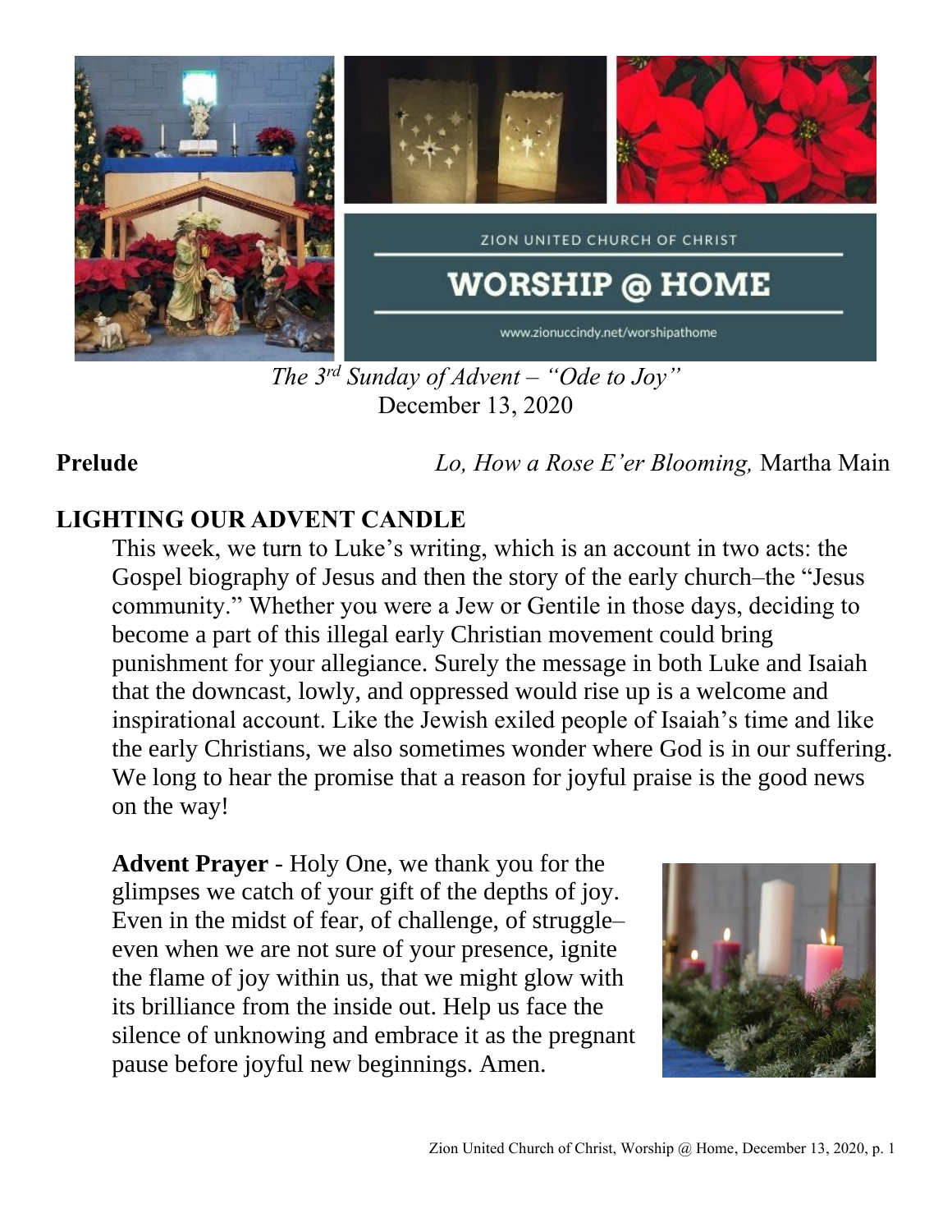ZION UNITED CHURCH OF CHRIST

# WORSHIP @ HOME

www.zionuccindy.net/worshipathome

*The 3rd Sunday of Advent – "Ode to Joy"*
December 13, 2020

**Prelude** *Lo, How a Rose E'er Blooming,* Martha Main

## LIGHTING OUR ADVENT CANDLE

This week, we turn to Luke's writing, which is an account in two acts: the Gospel biography of Jesus and then the story of the early church–the "Jesus community." Whether you were a Jew or Gentile in those days, deciding to become a part of this illegal early Christian movement could bring punishment for your allegiance. Surely the message in both Luke and Isaiah that the downcast, lowly, and oppressed would rise up is a welcome and inspirational account. Like the Jewish exiled people of Isaiah's time and like the early Christians, we also sometimes wonder where God is in our suffering. We long to hear the promise that a reason for joyful praise is the good news on the way!

**Advent Prayer** - Holy One, we thank you for the glimpses we catch of your gift of the depths of joy. Even in the midst of fear, of challenge, of struggle–even when we are not sure of your presence, ignite the flame of joy within us, that we might glow with its brilliance from the inside out. Help us face the silence of unknowing and embrace it as the pregnant pause before joyful new beginnings. Amen.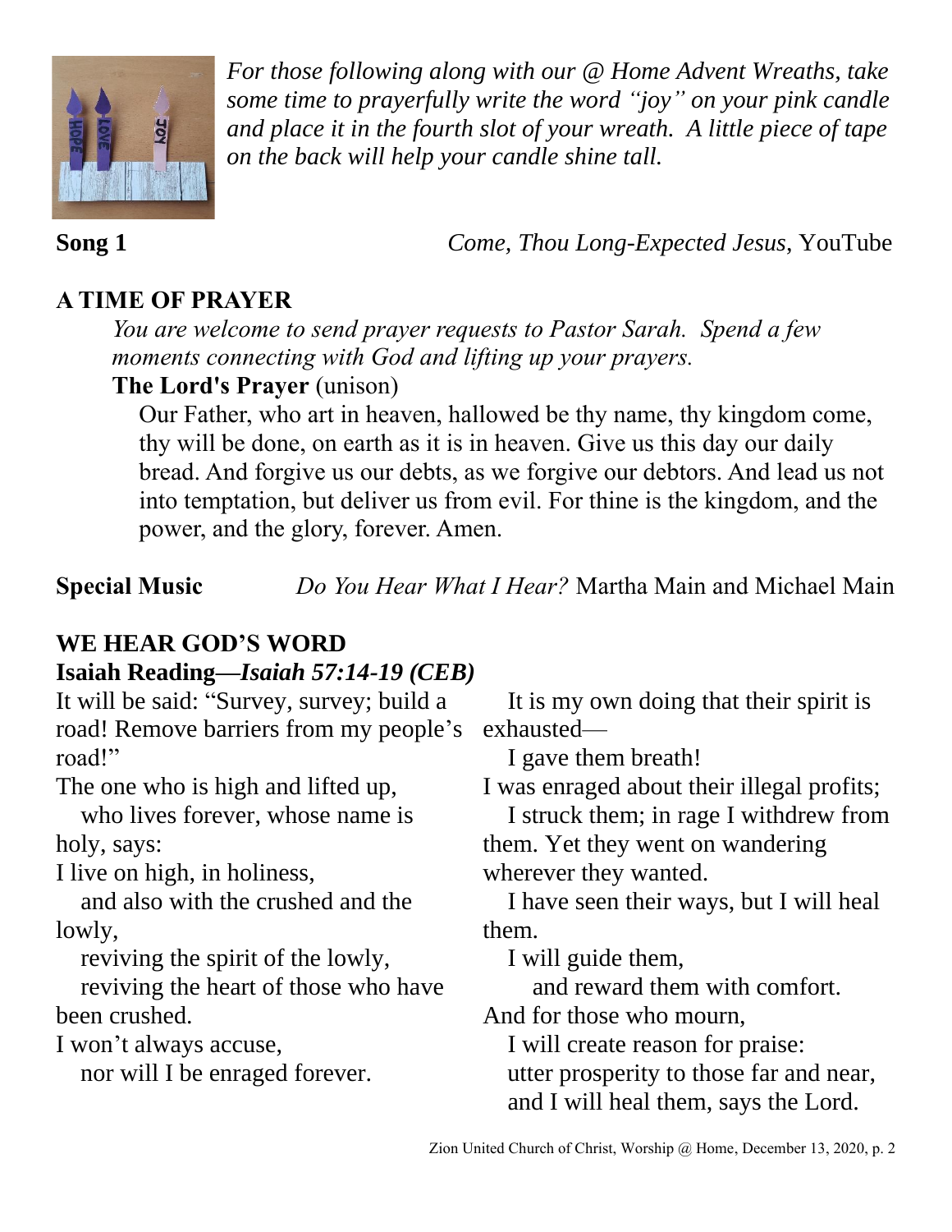*For those following along with our @ Home Advent Wreaths, take some time to prayerfully write the word "joy" on your pink candle and place it in the fourth slot of your wreath. A little piece of tape on the back will help your candle shine tall.*

**Song 1** *Come, Thou Long-Expected Jesus*, YouTube

## A TIME OF PRAYER

*You are welcome to send prayer requests to Pastor Sarah. Spend a few moments connecting with God and lifting up your prayers.*

**The Lord's Prayer** (unison)

Our Father, who art in heaven, hallowed be thy name, thy kingdom come, thy will be done, on earth as it is in heaven. Give us this day our daily bread. And forgive us our debts, as we forgive our debtors. And lead us not into temptation, but deliver us from evil. For thine is the kingdom, and the power, and the glory, forever. Amen.

**Special Music** *Do You Hear What I Hear?* Martha Main and Michael Main

## WE HEAR GOD'S WORD

**Isaiah Reading—*Isaiah 57:14-19 (CEB)***

It will be said: "Survey, survey; build a road! Remove barriers from my people's road!"
The one who is high and lifted up,
who lives forever, whose name is holy, says:
I live on high, in holiness,
and also with the crushed and the lowly,
reviving the spirit of the lowly,
reviving the heart of those who have been crushed.
I won't always accuse,
nor will I be enraged forever.
It is my own doing that their spirit is exhausted—
I gave them breath!
I was enraged about their illegal profits;
I struck them; in rage I withdrew from them. Yet they went on wandering wherever they wanted.
I have seen their ways, but I will heal them.
I will guide them,
and reward them with comfort.
And for those who mourn,
I will create reason for praise:
utter prosperity to those far and near,
and I will heal them, says the Lord.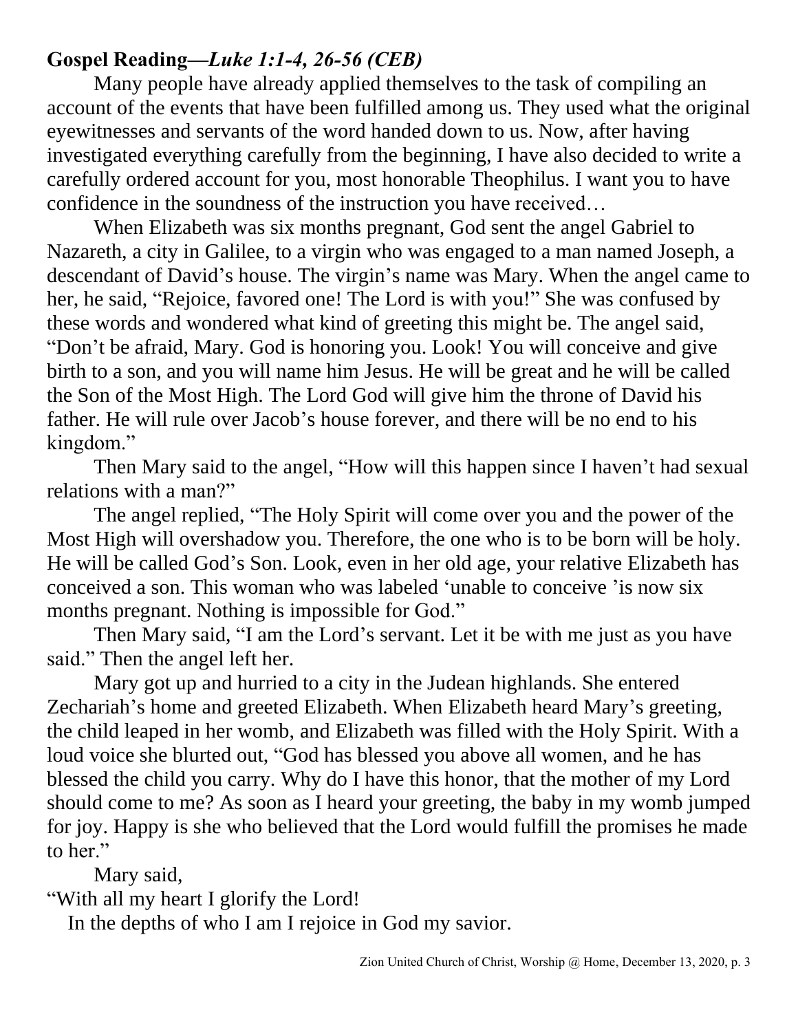**Gospel Reading—*Luke 1:1-4, 26-56 (CEB)***

Many people have already applied themselves to the task of compiling an account of the events that have been fulfilled among us. They used what the original eyewitnesses and servants of the word handed down to us. Now, after having investigated everything carefully from the beginning, I have also decided to write a carefully ordered account for you, most honorable Theophilus. I want you to have confidence in the soundness of the instruction you have received…

When Elizabeth was six months pregnant, God sent the angel Gabriel to Nazareth, a city in Galilee, to a virgin who was engaged to a man named Joseph, a descendant of David's house. The virgin's name was Mary. When the angel came to her, he said, "Rejoice, favored one! The Lord is with you!" She was confused by these words and wondered what kind of greeting this might be. The angel said, "Don't be afraid, Mary. God is honoring you. Look! You will conceive and give birth to a son, and you will name him Jesus. He will be great and he will be called the Son of the Most High. The Lord God will give him the throne of David his father. He will rule over Jacob's house forever, and there will be no end to his kingdom."

Then Mary said to the angel, "How will this happen since I haven't had sexual relations with a man?"

The angel replied, "The Holy Spirit will come over you and the power of the Most High will overshadow you. Therefore, the one who is to be born will be holy. He will be called God's Son. Look, even in her old age, your relative Elizabeth has conceived a son. This woman who was labeled 'unable to conceive 'is now six months pregnant. Nothing is impossible for God."

Then Mary said, "I am the Lord's servant. Let it be with me just as you have said." Then the angel left her.

Mary got up and hurried to a city in the Judean highlands. She entered Zechariah's home and greeted Elizabeth. When Elizabeth heard Mary's greeting, the child leaped in her womb, and Elizabeth was filled with the Holy Spirit. With a loud voice she blurted out, "God has blessed you above all women, and he has blessed the child you carry. Why do I have this honor, that the mother of my Lord should come to me? As soon as I heard your greeting, the baby in my womb jumped for joy. Happy is she who believed that the Lord would fulfill the promises he made to her."

Mary said,

"With all my heart I glorify the Lord!

In the depths of who I am I rejoice in God my savior.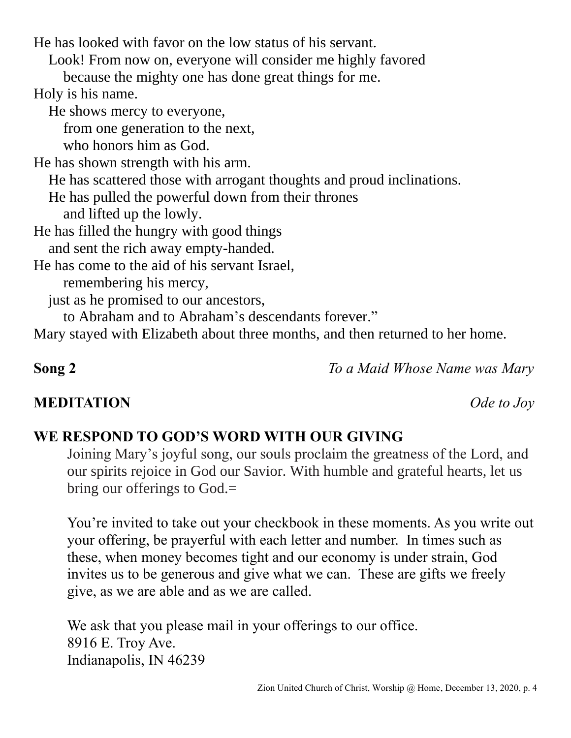He has looked with favor on the low status of his servant.
  Look! From now on, everyone will consider me highly favored
    because the mighty one has done great things for me.
Holy is his name.
  He shows mercy to everyone,
    from one generation to the next,
    who honors him as God.
He has shown strength with his arm.
  He has scattered those with arrogant thoughts and proud inclinations.
  He has pulled the powerful down from their thrones
    and lifted up the lowly.
He has filled the hungry with good things
  and sent the rich away empty-handed.
He has come to the aid of his servant Israel,
    remembering his mercy,
  just as he promised to our ancestors,
    to Abraham and to Abraham's descendants forever."
Mary stayed with Elizabeth about three months, and then returned to her home.

**Song 2** *To a Maid Whose Name was Mary*

**MEDITATION** *Ode to Joy*

**WE RESPOND TO GOD'S WORD WITH OUR GIVING**

Joining Mary's joyful song, our souls proclaim the greatness of the Lord, and our spirits rejoice in God our Savior. With humble and grateful hearts, let us bring our offerings to God.=

You're invited to take out your checkbook in these moments. As you write out your offering, be prayerful with each letter and number. In times such as these, when money becomes tight and our economy is under strain, God invites us to be generous and give what we can. These are gifts we freely give, as we are able and as we are called.

We ask that you please mail in your offerings to our office.
8916 E. Troy Ave.
Indianapolis, IN 46239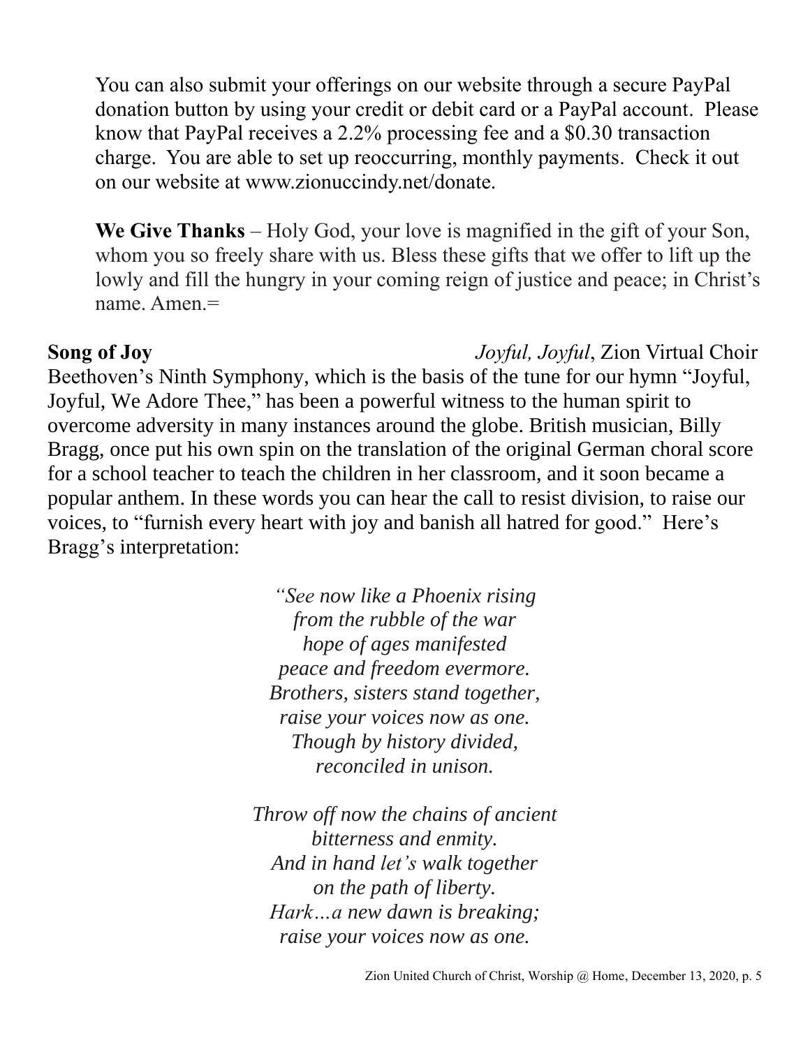You can also submit your offerings on our website through a secure PayPal donation button by using your credit or debit card or a PayPal account. Please know that PayPal receives a 2.2% processing fee and a $0.30 transaction charge. You are able to set up reoccurring, monthly payments. Check it out on our website at www.zionuccindy.net/donate.

**We Give Thanks** – Holy God, your love is magnified in the gift of your Son, whom you so freely share with us. Bless these gifts that we offer to lift up the lowly and fill the hungry in your coming reign of justice and peace; in Christ's name. Amen.=

**Song of Joy** *Joyful, Joyful*, Zion Virtual Choir

Beethoven's Ninth Symphony, which is the basis of the tune for our hymn "Joyful, Joyful, We Adore Thee," has been a powerful witness to the human spirit to overcome adversity in many instances around the globe. British musician, Billy Bragg, once put his own spin on the translation of the original German choral score for a school teacher to teach the children in her classroom, and it soon became a popular anthem. In these words you can hear the call to resist division, to raise our voices, to "furnish every heart with joy and banish all hatred for good." Here's Bragg's interpretation:

*"See now like a Phoenix rising*
*from the rubble of the war*
*hope of ages manifested*
*peace and freedom evermore.*
*Brothers, sisters stand together,*
*raise your voices now as one.*
*Though by history divided,*
*reconciled in unison.*

*Throw off now the chains of ancient*
*bitterness and enmity.*
*And in hand let's walk together*
*on the path of liberty.*
*Hark…a new dawn is breaking;*
*raise your voices now as one.*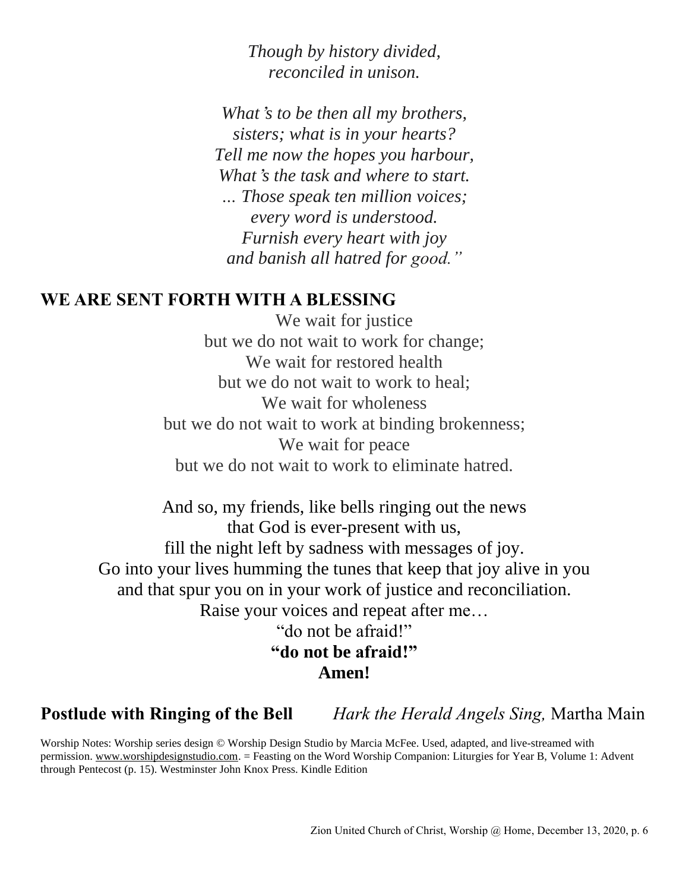*Though by history divided,*
*reconciled in unison.*

*What's to be then all my brothers,*
*sisters; what is in your hearts?*
*Tell me now the hopes you harbour,*
*What's the task and where to start.*
*… Those speak ten million voices;*
*every word is understood.*
*Furnish every heart with joy*
*and banish all hatred for good."*

## WE ARE SENT FORTH WITH A BLESSING

We wait for justice
but we do not wait to work for change;
We wait for restored health
but we do not wait to work to heal;
We wait for wholeness
but we do not wait to work at binding brokenness;
We wait for peace
but we do not wait to work to eliminate hatred.

And so, my friends, like bells ringing out the news
that God is ever-present with us,
fill the night left by sadness with messages of joy.
Go into your lives humming the tunes that keep that joy alive in you
and that spur you on in your work of justice and reconciliation.
Raise your voices and repeat after me…
"do not be afraid!"
**"do not be afraid!"**
**Amen!**

**Postlude with Ringing of the Bell** *Hark the Herald Angels Sing,* Martha Main

Worship Notes: Worship series design © Worship Design Studio by Marcia McFee. Used, adapted, and live-streamed with permission. www.worshipdesignstudio.com. = Feasting on the Word Worship Companion: Liturgies for Year B, Volume 1: Advent through Pentecost (p. 15). Westminster John Knox Press. Kindle Edition